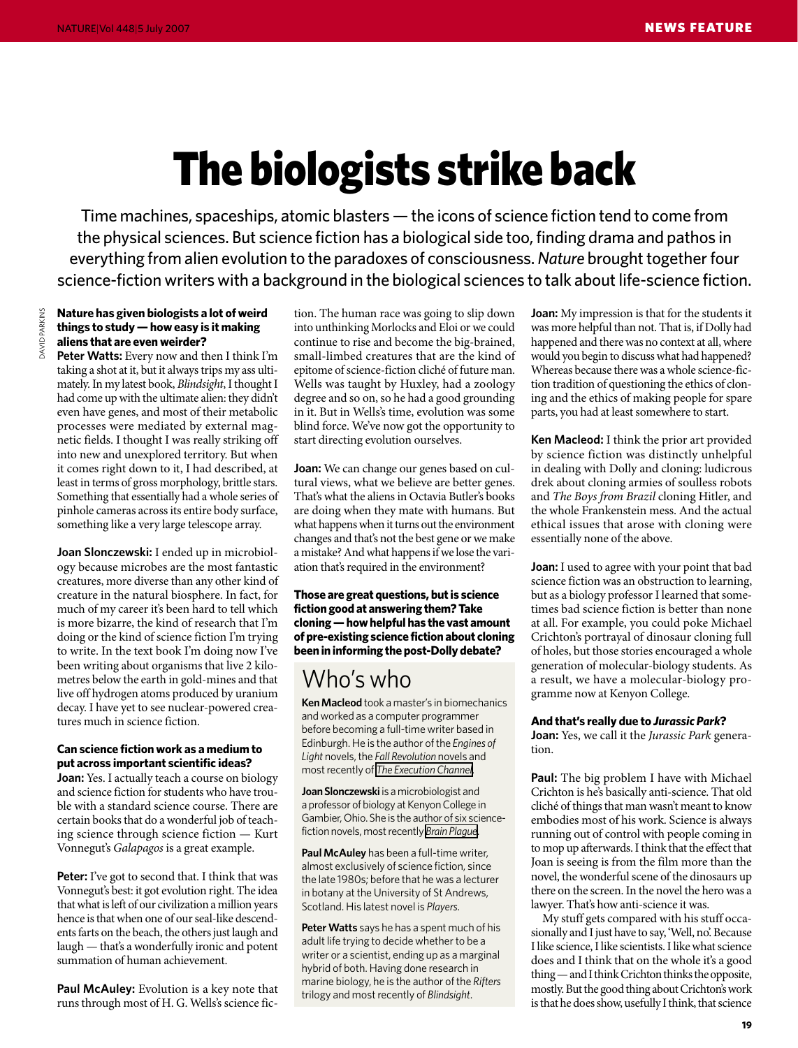# The biologists strike back

Time machines, spaceships, atomic blasters — the icons of science fiction tend to come from the physical sciences. But science fiction has a biological side too, finding drama and pathos in everything from alien evolution to the paradoxes of consciousness. *Nature* brought together four science-fiction writers with a background in the biological sciences to talk about life-science fiction.

**Nature has given biologists a lot of weird things to study — how easy is it making aliens that are even weirder?**

**Peter Watts:** Every now and then I think I'm taking a shot at it, but it always trips my ass ultimately. In my latest book, *Blindsight*, I thought I had come up with the ultimate alien: they didn't even have genes, and most of their metabolic processes were mediated by external magnetic fields. I thought I was really striking off into new and unexplored territory. But when it comes right down to it, I had described, at least in terms of gross morphology, brittle stars. Something that essentially had a whole series of pinhole cameras across its entire body surface, something like a very large telescope array.

**Joan Slonczewski:** I ended up in microbiology because microbes are the most fantastic creatures, more diverse than any other kind of creature in the natural biosphere. In fact, for much of my career it's been hard to tell which is more bizarre, the kind of research that I'm doing or the kind of science fiction I'm trying to write. In the text book I'm doing now I've been writing about organisms that live 2 kilometres below the earth in gold-mines and that live off hydrogen atoms produced by uranium decay. I have yet to see nuclear-powered creatures much in science fiction.

**Can science fiction work as a medium to put across important scientific ideas?**

**Joan:** Yes. I actually teach a course on biology and science fiction for students who have trouble with a standard science course. There are certain books that do a wonderful job of teaching science through science fiction — Kurt Vonnegut's *Galapagos* is a great example.

**Peter:** I've got to second that. I think that was Vonnegut's best: it got evolution right. The idea that what is left of our civilization a million years hence is that when one of our seal-like descendents farts on the beach, the others just laugh and laugh — that's a wonderfully ironic and potent summation of human achievement.

**Paul McAuley:** Evolution is a key note that runs through most of H. G. Wells's science fiction. The human race was going to slip down into unthinking Morlocks and Eloi or we could continue to rise and become the big-brained, small-limbed creatures that are the kind of epitome of science-fiction cliché of future man. Wells was taught by Huxley, had a zoology degree and so on, so he had a good grounding in it. But in Wells's time, evolution was some blind force. We've now got the opportunity to start directing evolution ourselves.

**Joan:** We can change our genes based on cultural views, what we believe are better genes. That's what the aliens in Octavia Butler's books are doing when they mate with humans. But what happens when it turns out the environment changes and that's not the best gene or we make a mistake? And what happens if we lose the variation that's required in the environment?

**Those are great questions, but is science fiction good at answering them? Take cloning — how helpful has the vast amount of pre-existing science fiction about cloning been in informing the post-Dolly debate?**

## Who's who

**Ken Macleod** took a master's in biomechanics and worked as a computer programmer before becoming a full-time writer based in Edinburgh. He is the author of the *Engines of Light* novels, the *Fall Revolution* novels and most recently of *The Execution Channel*.

**Joan Slonczewski** is a microbiologist and a professor of biology at Kenyon College in Gambier, Ohio. She is the author of six science-fiction novels, most recently *Brain Plague*.

**Paul McAuley** has been a full-time writer, almost exclusively of science fiction, since the late 1980s; before that he was a lecturer in botany at the University of St Andrews, Scotland. His latest novel is *Players*.

**Peter Watts** says he has a spent much of his adult life trying to decide whether to be a writer or a scientist, ending up as a marginal hybrid of both. Having done research in marine biology, he is the author of the *Rifters* trilogy and most recently of *Blindsight*.

**Joan:** My impression is that for the students it was more helpful than not. That is, if Dolly had happened and there was no context at all, where would you begin to discuss what had happened? Whereas because there was a whole science-fiction tradition of questioning the ethics of cloning and the ethics of making people for spare parts, you had at least somewhere to start.

**Ken Macleod:** I think the prior art provided by science fiction was distinctly unhelpful in dealing with Dolly and cloning: ludicrous drek about cloning armies of soulless robots and *The Boys from Brazil* cloning Hitler, and the whole Frankenstein mess. And the actual ethical issues that arose with cloning were essentially none of the above.

**Joan:** I used to agree with your point that bad science fiction was an obstruction to learning, but as a biology professor I learned that sometimes bad science fiction is better than none at all. For example, you could poke Michael Crichton's portrayal of dinosaur cloning full of holes, but those stories encouraged a whole generation of molecular-biology students. As a result, we have a molecular-biology programme now at Kenyon College.

**And that's really due to *Jurassic Park*?**

**Joan:** Yes, we call it the *Jurassic Park* generation.

**Paul:** The big problem I have with Michael Crichton is he's basically anti-science. That old cliché of things that man wasn't meant to know embodies most of his work. Science is always running out of control with people coming in to mop up afterwards. I think that the effect that Joan is seeing is from the film more than the novel, the wonderful scene of the dinosaurs up there on the screen. In the novel the hero was a lawyer. That's how anti-science it was.

My stuff gets compared with his stuff occasionally and I just have to say, 'Well, no'. Because I like science, I like scientists. I like what science does and I think that on the whole it's a good thing — and I think Crichton thinks the opposite, mostly. But the good thing about Crichton's work is that he does show, usefully I think, that science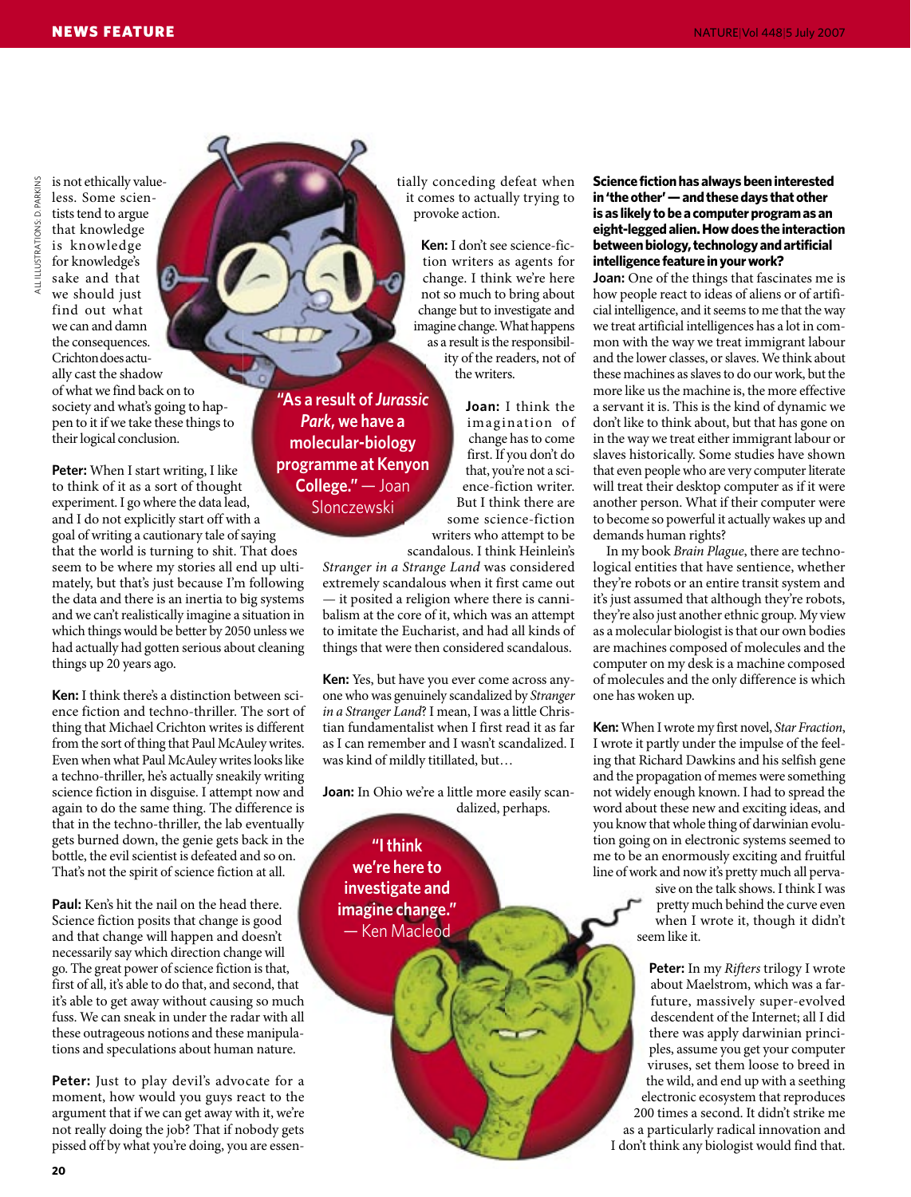is not ethically valueless. Some scientists tend to argue that knowledge is knowledge for knowledge's sake and that we should just find out what we can and damn the consequences. Crichton does actually cast the shadow of what we find back on to society and what's going to happen to it if we take these things to their logical conclusion.

**Peter:** When I start writing, I like to think of it as a sort of thought experiment. I go where the data lead, and I do not explicitly start off with a goal of writing a cautionary tale of saying that the world is turning to shit. That does seem to be where my stories all end up ultimately, but that's just because I'm following the data and there is an inertia to big systems and we can't realistically imagine a situation in which things would be better by 2050 unless we had actually had gotten serious about cleaning things up 20 years ago.

**Ken:** I think there's a distinction between science fiction and techno-thriller. The sort of thing that Michael Crichton writes is different from the sort of thing that Paul McAuley writes. Even when what Paul McAuley writes looks like a techno-thriller, he's actually sneakily writing science fiction in disguise. I attempt now and again to do the same thing. The difference is that in the techno-thriller, the lab eventually gets burned down, the genie gets back in the bottle, the evil scientist is defeated and so on. That's not the spirit of science fiction at all.

**Paul:** Ken's hit the nail on the head there. Science fiction posits that change is good and that change will happen and doesn't necessarily say which direction change will go. The great power of science fiction is that, first of all, it's able to do that, and second, that it's able to get away without causing so much fuss. We can sneak in under the radar with all these outrageous notions and these manipulations and speculations about human nature.

**Peter:** Just to play devil's advocate for a moment, how would you guys react to the argument that if we can get away with it, we're not really doing the job? That if nobody gets pissed off by what you're doing, you are essentially conceding defeat when it comes to actually trying to provoke action.

**"As a result of *Jurassic Park*, we have a molecular-biology programme at Kenyon College."** — Joan Slonczewski

**Ken:** I don't see science-fiction writers as agents for change. I think we're here not so much to bring about change but to investigate and imagine change. What happens as a result is the responsibility of the readers, not of the writers.

**Joan:** I think the imagination of change has to come first. If you don't do that, you're not a science-fiction writer. But I think there are some science-fiction writers who attempt to be scandalous. I think Heinlein's *Stranger in a Strange Land* was considered extremely scandalous when it first came out — it posited a religion where there is cannibalism at the core of it, which was an attempt to imitate the Eucharist, and had all kinds of things that were then considered scandalous.

**Ken:** Yes, but have you ever come across anyone who was genuinely scandalized by *Stranger in a Stranger Land*? I mean, I was a little Christian fundamentalist when I first read it as far as I can remember and I wasn't scandalized. I was kind of mildly titillated, but…

**Joan:** In Ohio we're a little more easily scandalized, perhaps.

**"I think we're here to investigate and imagine change."** — Ken Macleod

**Science fiction has always been interested in 'the other' — and these days that other is as likely to be a computer program as an eight-legged alien. How does the interaction between biology, technology and artificial intelligence feature in your work?**

**Joan:** One of the things that fascinates me is how people react to ideas of aliens or of artificial intelligence, and it seems to me that the way we treat artificial intelligences has a lot in common with the way we treat immigrant labour and the lower classes, or slaves. We think about these machines as slaves to do our work, but the more like us the machine is, the more effective a servant it is. This is the kind of dynamic we don't like to think about, but that has gone on in the way we treat either immigrant labour or slaves historically. Some studies have shown that even people who are very computer literate will treat their desktop computer as if it were another person. What if their computer were to become so powerful it actually wakes up and demands human rights?

In my book *Brain Plague*, there are technological entities that have sentience, whether they're robots or an entire transit system and it's just assumed that although they're robots, they're also just another ethnic group. My view as a molecular biologist is that our own bodies are machines composed of molecules and the computer on my desk is a machine composed of molecules and the only difference is which one has woken up.

**Ken:** When I wrote my first novel, *Star Fraction*, I wrote it partly under the impulse of the feeling that Richard Dawkins and his selfish gene and the propagation of memes were something not widely enough known. I had to spread the word about these new and exciting ideas, and you know that whole thing of darwinian evolution going on in electronic systems seemed to me to be an enormously exciting and fruitful line of work and now it's pretty much all pervasive on the talk shows. I think I was pretty much behind the curve even when I wrote it, though it didn't seem like it.

**Peter:** In my *Rifters* trilogy I wrote about Maelstrom, which was a far-future, massively super-evolved descendent of the Internet; all I did there was apply darwinian principles, assume you get your computer viruses, set them loose to breed in the wild, and end up with a seething electronic ecosystem that reproduces 200 times a second. It didn't strike me as a particularly radical innovation and I don't think any biologist would find that.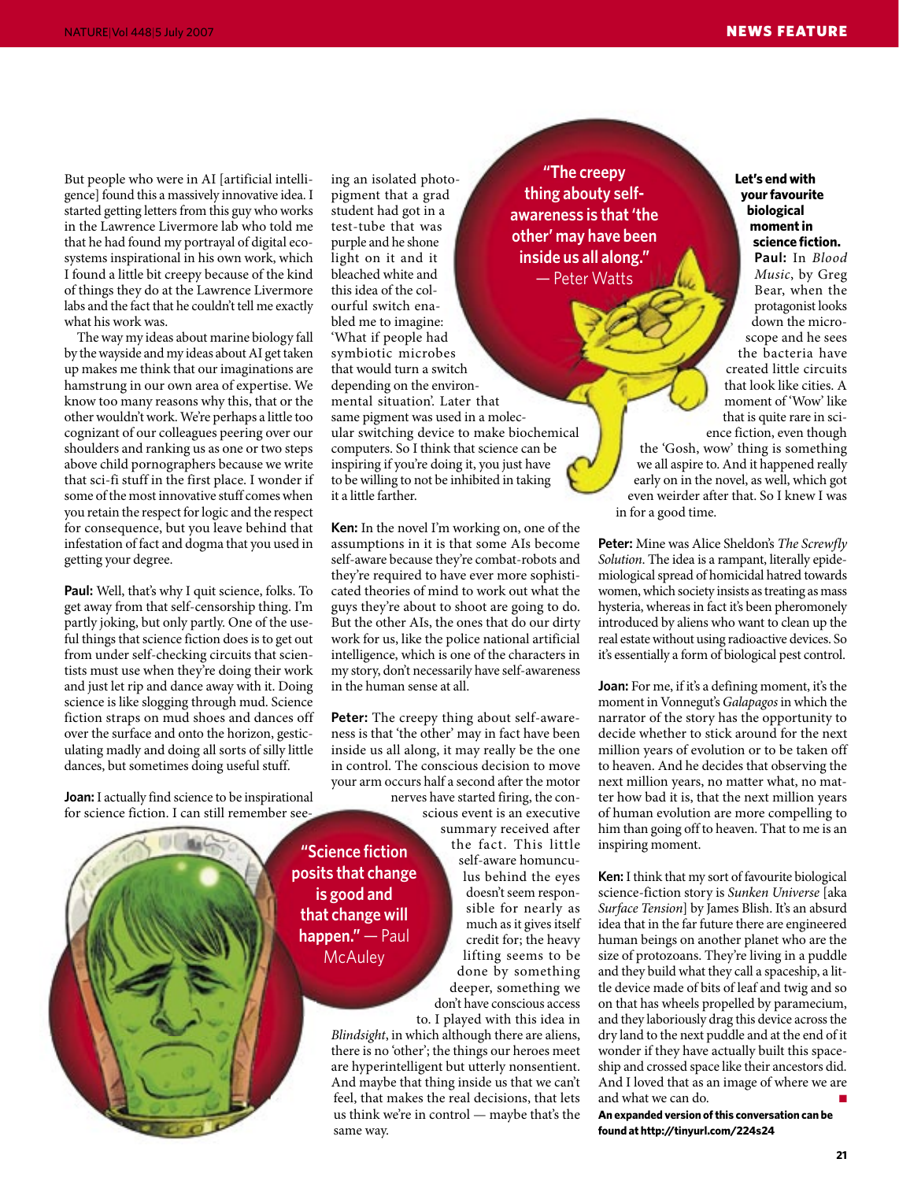But people who were in AI [artificial intelligence] found this a massively innovative idea. I started getting letters from this guy who works in the Lawrence Livermore lab who told me that he had found my portrayal of digital ecosystems inspirational in his own work, which I found a little bit creepy because of the kind of things they do at the Lawrence Livermore labs and the fact that he couldn't tell me exactly what his work was.

The way my ideas about marine biology fall by the wayside and my ideas about AI get taken up makes me think that our imaginations are hamstrung in our own area of expertise. We know too many reasons why this, that or the other wouldn't work. We're perhaps a little too cognizant of our colleagues peering over our shoulders and ranking us as one or two steps above child pornographers because we write that sci-fi stuff in the first place. I wonder if some of the most innovative stuff comes when you retain the respect for logic and the respect for consequence, but you leave behind that infestation of fact and dogma that you used in getting your degree.

**Paul:** Well, that's why I quit science, folks. To get away from that self-censorship thing. I'm partly joking, but only partly. One of the useful things that science fiction does is to get out from under self-checking circuits that scientists must use when they're doing their work and just let rip and dance away with it. Doing science is like slogging through mud. Science fiction straps on mud shoes and dances off over the surface and onto the horizon, gesticulating madly and doing all sorts of silly little dances, but sometimes doing useful stuff.

**Joan:** I actually find science to be inspirational for science fiction. I can still remember seeing an isolated photopigment that a grad student had got in a test-tube that was purple and he shone light on it and it bleached white and this idea of the colourful switch enabled me to imagine: 'What if people had symbiotic microbes that would turn a switch depending on the environmental situation'. Later that same pigment was used in a molecular switching device to make biochemical computers. So I think that science can be inspiring if you're doing it, you just have to be willing to not be inhibited in taking it a little farther.

**Ken:** In the novel I'm working on, one of the assumptions in it is that some AIs become self-aware because they're combat-robots and they're required to have ever more sophisticated theories of mind to work out what the guys they're about to shoot are going to do. But the other AIs, the ones that do our dirty work for us, like the police national artificial intelligence, which is one of the characters in my story, don't necessarily have self-awareness in the human sense at all.

**Peter:** The creepy thing about self-awareness is that 'the other' may in fact have been inside us all along, it may really be the one in control. The conscious decision to move your arm occurs half a second after the motor nerves have started firing, the conscious event is an executive summary received after the fact. This little self-aware homunculus behind the eyes doesn't seem responsible for nearly as much as it gives itself credit for; the heavy lifting seems to be done by something deeper, something we don't have conscious access to. I played with this idea in *Blindsight*, in which although there are aliens, there is no 'other'; the things our heroes meet are hyperintelligent but utterly nonsentient. And maybe that thing inside us that we can't feel, that makes the real decisions, that lets us think we're in control — maybe that's the same way.

"The creepy thing abouty self-awareness is that 'the other' may have been inside us all along." — Peter Watts

"Science fiction posits that change is good and that change will happen." — Paul McAuley

**Let's end with your favourite biological moment in science fiction.**

**Paul:** In *Blood Music*, by Greg Bear, when the protagonist looks down the microscope and he sees the bacteria have created little circuits that look like cities. A moment of 'Wow' like that is quite rare in science fiction, even though the 'Gosh, wow' thing is something we all aspire to. And it happened really early on in the novel, as well, which got even weirder after that. So I knew I was in for a good time.

**Peter:** Mine was Alice Sheldon's *The Screwfly Solution*. The idea is a rampant, literally epidemiological spread of homicidal hatred towards women, which society insists as treating as mass hysteria, whereas in fact it's been pheromonely introduced by aliens who want to clean up the real estate without using radioactive devices. So it's essentially a form of biological pest control.

**Joan:** For me, if it's a defining moment, it's the moment in Vonnegut's *Galapagos* in which the narrator of the story has the opportunity to decide whether to stick around for the next million years of evolution or to be taken off to heaven. And he decides that observing the next million years, no matter what, no matter how bad it is, that the next million years of human evolution are more compelling to him than going off to heaven. That to me is an inspiring moment.

**Ken:** I think that my sort of favourite biological science-fiction story is *Sunken Universe* [aka *Surface Tension*] by James Blish. It's an absurd idea that in the far future there are engineered human beings on another planet who are the size of protozoans. They're living in a puddle and they build what they call a spaceship, a little device made of bits of leaf and twig and so on that has wheels propelled by paramecium, and they laboriously drag this device across the dry land to the next puddle and at the end of it wonder if they have actually built this spaceship and crossed space like their ancestors did. And I loved that as an image of where we are and what we can do. ■

**An expanded version of this conversation can be found at http://tinyurl.com/224s24**